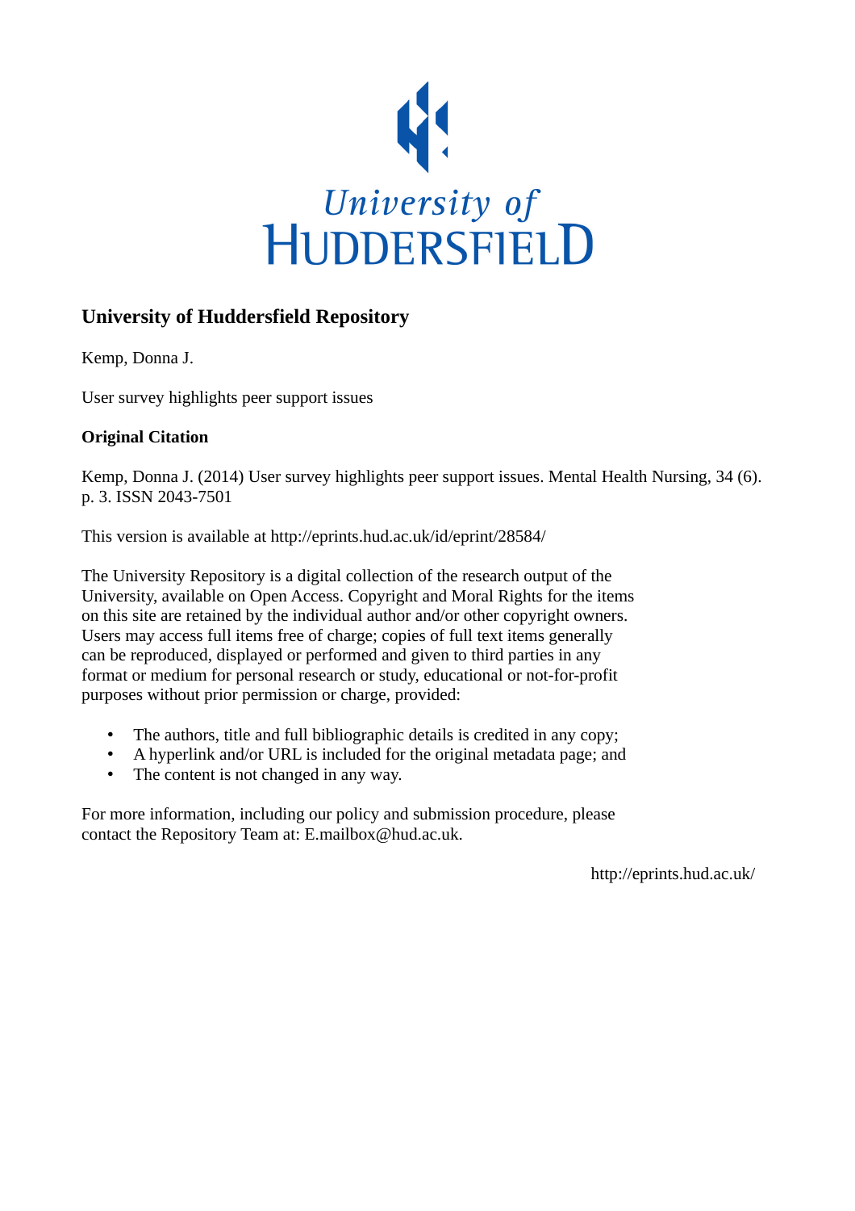University of HUDDERSFIELD

## University of Huddersfield Repository

Kemp, Donna J.

User survey highlights peer support issues

### Original Citation

Kemp, Donna J. (2014) User survey highlights peer support issues. Mental Health Nursing, 34 (6). p. 3. ISSN 2043-7501

This version is available at http://eprints.hud.ac.uk/id/eprint/28584/

The University Repository is a digital collection of the research output of the University, available on Open Access. Copyright and Moral Rights for the items on this site are retained by the individual author and/or other copyright owners. Users may access full items free of charge; copies of full text items generally can be reproduced, displayed or performed and given to third parties in any format or medium for personal research or study, educational or not-for-profit purposes without prior permission or charge, provided:

- The authors, title and full bibliographic details is credited in any copy;
- A hyperlink and/or URL is included for the original metadata page; and
- The content is not changed in any way.

For more information, including our policy and submission procedure, please contact the Repository Team at: E.mailbox@hud.ac.uk.

http://eprints.hud.ac.uk/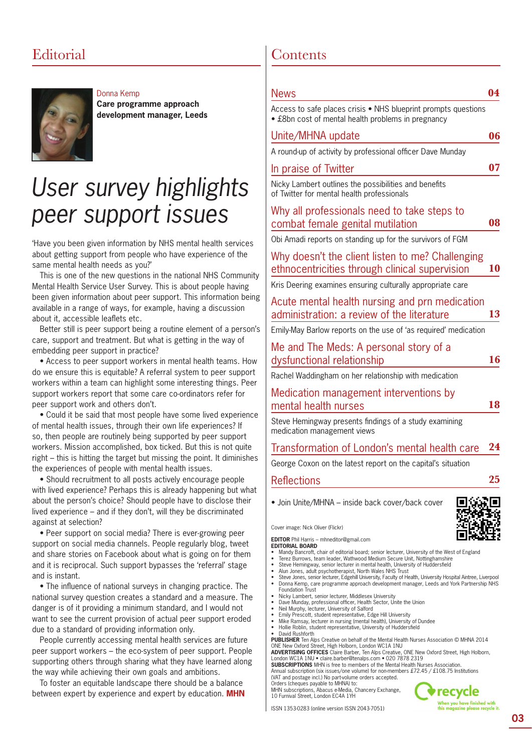# Editorial

Donna Kemp
**Care programme approach development manager, Leeds**

## *User survey highlights peer support issues*

'Have you been given information by NHS mental health services about getting support from people who have experience of the same mental health needs as you?'

This is one of the new questions in the national NHS Community Mental Health Service User Survey. This is about people having been given information about peer support. This information being available in a range of ways, for example, having a discussion about it, accessible leaflets etc.

Better still is peer support being a routine element of a person's care, support and treatment. But what is getting in the way of embedding peer support in practice?

- Access to peer support workers in mental health teams. How do we ensure this is equitable? A referral system to peer support workers within a team can highlight some interesting things. Peer support workers report that some care co-ordinators refer for peer support work and others don't.
- Could it be said that most people have some lived experience of mental health issues, through their own life experiences? If so, then people are routinely being supported by peer support workers. Mission accomplished, box ticked. But this is not quite right – this is hitting the target but missing the point. It diminishes the experiences of people with mental health issues.
- Should recruitment to all posts actively encourage people with lived experience? Perhaps this is already happening but what about the person's choice? Should people have to disclose their lived experience – and if they don't, will they be discriminated against at selection?
- Peer support on social media? There is ever-growing peer support on social media channels. People regularly blog, tweet and share stories on Facebook about what is going on for them and it is reciprocal. Such support bypasses the 'referral' stage and is instant.
- The influence of national surveys in changing practice. The national survey question creates a standard and a measure. The danger is of it providing a minimum standard, and I would not want to see the current provision of actual peer support eroded due to a standard of providing information only.

People currently accessing mental health services are future peer support workers – the eco-system of peer support. People supporting others through sharing what they have learned along the way while achieving their own goals and ambitions.

To foster an equitable landscape there should be a balance between expert by experience and expert by education. **MHN**

# Contents

## News — 04
Access to safe places crisis • NHS blueprint prompts questions • £8bn cost of mental health problems in pregnancy

## Unite/MHNA update — 06
A round-up of activity by professional officer Dave Munday

## In praise of Twitter — 07
Nicky Lambert outlines the possibilities and benefits of Twitter for mental health professionals

## Why all professionals need to take steps to combat female genital mutilation — 08
Obi Amadi reports on standing up for the survivors of FGM

## Why doesn't the client listen to me? Challenging ethnocentricities through clinical supervision — 10
Kris Deering examines ensuring culturally appropriate care

## Acute mental health nursing and prn medication administration: a review of the literature — 13
Emily-May Barlow reports on the use of 'as required' medication

## Me and The Meds: A personal story of a dysfunctional relationship — 16
Rachel Waddingham on her relationship with medication

## Medication management interventions by mental health nurses — 18
Steve Hemingway presents findings of a study examining medication management views

## Transformation of London's mental health care — 24
George Coxon on the latest report on the capital's situation

## Reflections — 25

- Join Unite/MHNA – inside back cover/back cover

Cover image: Nick Oliver (Flickr)

**EDITOR** Phil Harris – mhneditor@gmail.com
**EDITORIAL BOARD**
- Mandy Bancroft, chair of editorial board; senior lecturer, University of the West of England
- Terez Burrows, team leader, Wathwood Medium Secure Unit, Nottinghamshire
- Steve Hemingway, senior lecturer in mental health, University of Huddersfield
- Alun Jones, adult psychotherapist, North Wales NHS Trust
- Steve Jones, senior lecturer, Edgehill University, Faculty of Health, University Hospital Aintree, Liverpool
- Donna Kemp, care programme approach development manager, Leeds and York Partnership NHS Foundation Trust
- Nicky Lambert, senior lecturer, Middlesex University
- Dave Munday, professional officer, Health Sector, Unite the Union
- Neil Murphy, lecturer, University of Salford
- Emily Prescott, student representative, Edge Hill University
- Mike Ramsay, lecturer in nursing (mental health), University of Dundee
- Hollie Roblin, student representative, University of Huddersfield
- David Rushforth

**PUBLISHER** Ten Alps Creative on behalf of the Mental Health Nurses Association © MHNA 2014 ONE New Oxford Street, High Holborn, London WC1A 1NU
**ADVERTISING OFFICES** Claire Barber, Ten Alps Creative, ONE New Oxford Street, High Holborn, London WC1A 1NU • claire.barber@tenalps.com • 020 7878 2319
**SUBSCRIPTIONS** MHN is free to members of the Mental Health Nurses Association. Annual subscription (six issues/one volume) for non-members £72.45 / £108.75 Institutions (VAT and postage incl.) No part-volume orders accepted.
Orders (cheques payable to MHNA) to:
MHN subscriptions, Abacus e-Media, Chancery Exchange, 10 Furnival Street, London EC4A 1YH

recycle — When you have finished with this magazine please recycle it.

ISSN 1353-0283 (online version ISSN 2043-7051)